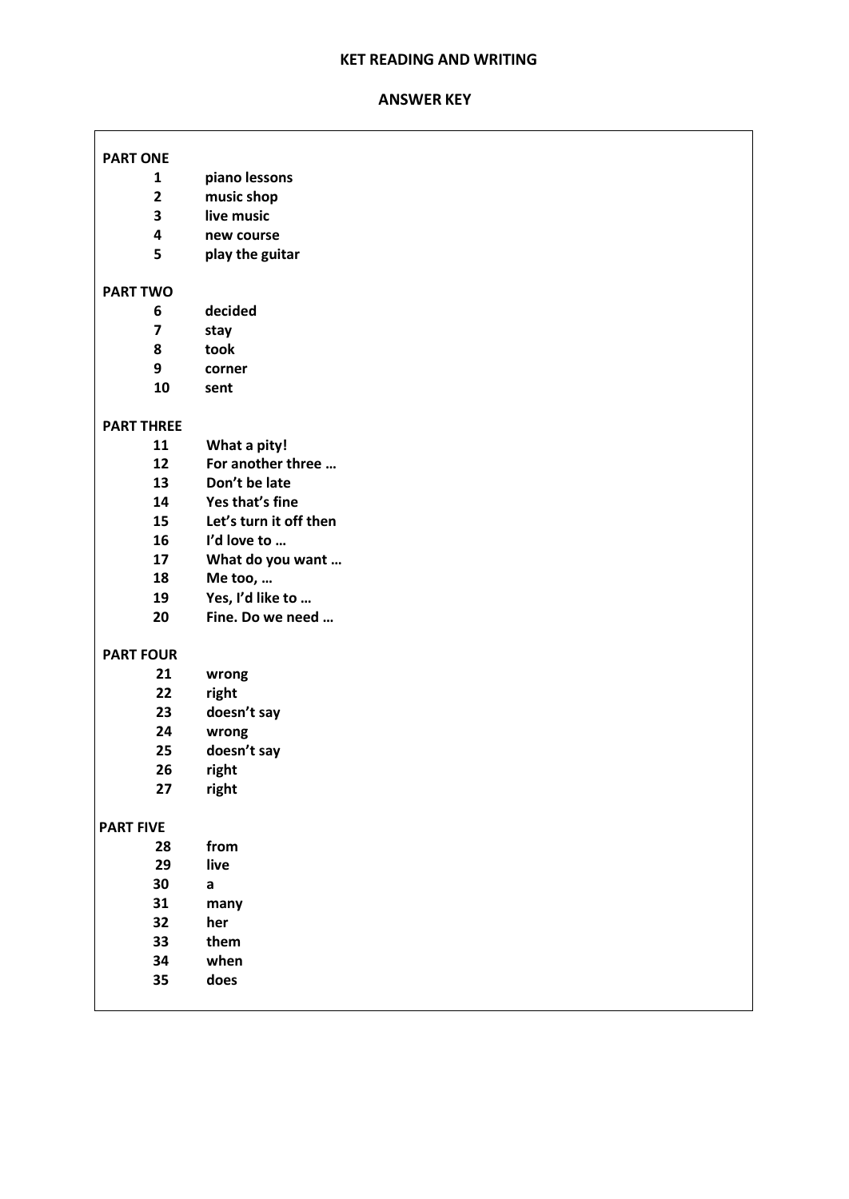# KET READING AND WRITING

## ANSWER KEY

**PART ONE**

| | |
|---|---|
| **1** | **piano lessons** |
| **2** | **music shop** |
| **3** | **live music** |
| **4** | **new course** |
| **5** | **play the guitar** |

**PART TWO**

| | |
|---|---|
| **6** | **decided** |
| **7** | **stay** |
| **8** | **took** |
| **9** | **corner** |
| **10** | **sent** |

**PART THREE**

| | |
|---|---|
| **11** | **What a pity!** |
| **12** | **For another three …** |
| **13** | **Don't be late** |
| **14** | **Yes that's fine** |
| **15** | **Let's turn it off then** |
| **16** | **I'd love to …** |
| **17** | **What do you want …** |
| **18** | **Me too, …** |
| **19** | **Yes, I'd like to …** |
| **20** | **Fine. Do we need …** |

**PART FOUR**

| | |
|---|---|
| **21** | **wrong** |
| **22** | **right** |
| **23** | **doesn't say** |
| **24** | **wrong** |
| **25** | **doesn't say** |
| **26** | **right** |
| **27** | **right** |

**PART FIVE**

| | |
|---|---|
| **28** | **from** |
| **29** | **live** |
| **30** | **a** |
| **31** | **many** |
| **32** | **her** |
| **33** | **them** |
| **34** | **when** |
| **35** | **does** |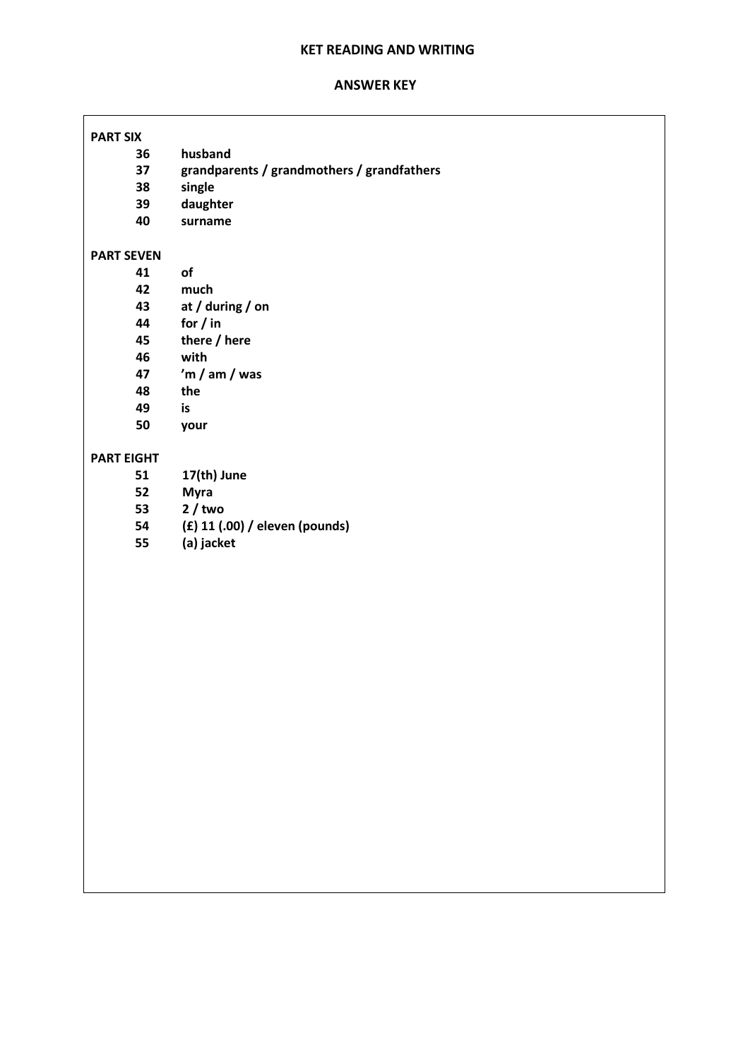## KET READING AND WRITING

## ANSWER KEY

**PART SIX**

| | |
|---|---|
| **36** | **husband** |
| **37** | **grandparents / grandmothers / grandfathers** |
| **38** | **single** |
| **39** | **daughter** |
| **40** | **surname** |

**PART SEVEN**

| | |
|---|---|
| **41** | **of** |
| **42** | **much** |
| **43** | **at / during / on** |
| **44** | **for / in** |
| **45** | **there / here** |
| **46** | **with** |
| **47** | **’m / am / was** |
| **48** | **the** |
| **49** | **is** |
| **50** | **your** |

**PART EIGHT**

| | |
|---|---|
| **51** | **17(th) June** |
| **52** | **Myra** |
| **53** | **2 / two** |
| **54** | **(£) 11 (.00) / eleven (pounds)** |
| **55** | **(a) jacket** |